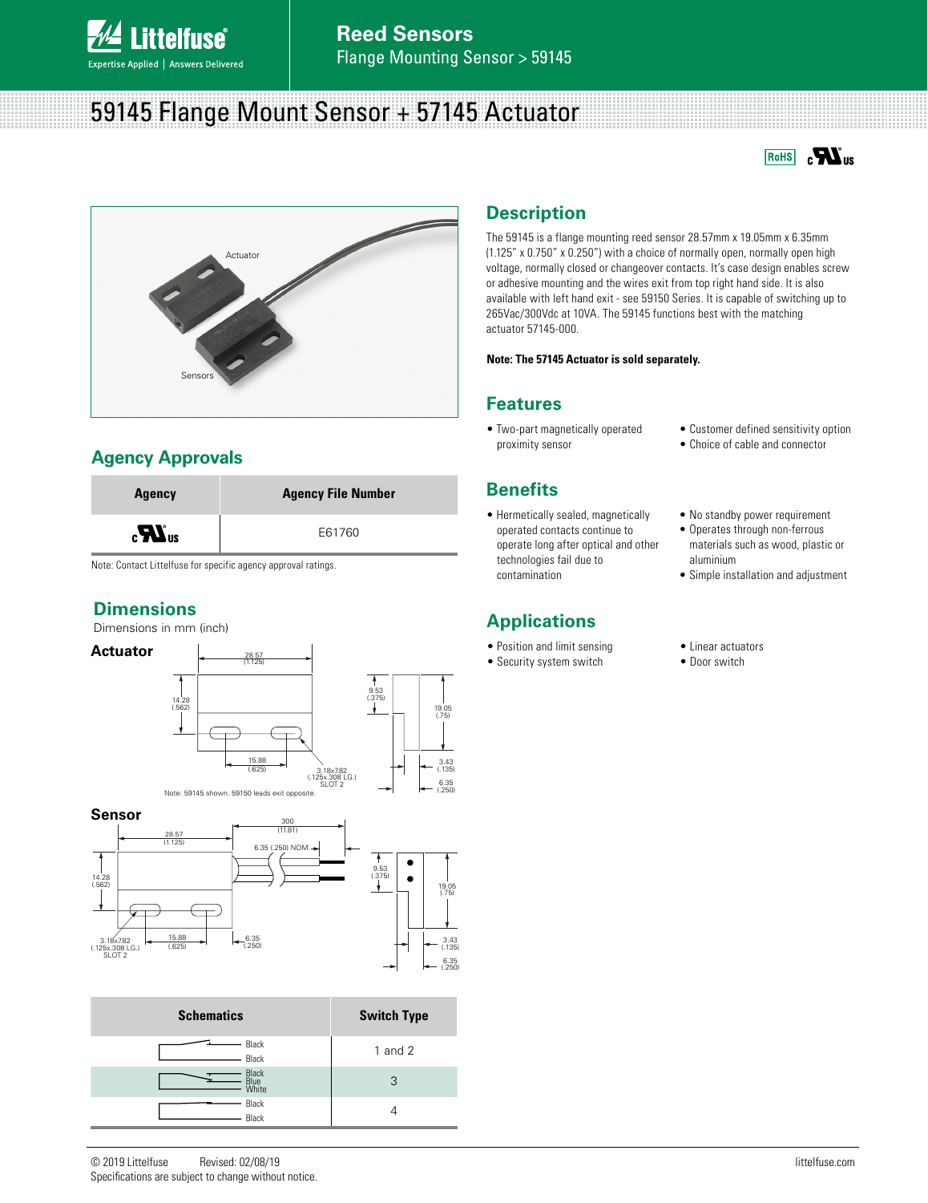# 59145 Flange Mount Sensor + 57145 Actuator

## Description

The 59145 is a flange mounting reed sensor 28.57mm x 19.05mm x 6.35mm (1.125" x 0.750" x 0.250") with a choice of normally open, normally open high voltage, normally closed or changeover contacts. It's case design enables screw or adhesive mounting and the wires exit from top right hand side. It is also available with left hand exit - see 59150 Series. It is capable of switching up to 265Vac/300Vdc at 10VA. The 59145 functions best with the matching actuator 57145-000.

**Note: The 57145 Actuator is sold separately.**

## Features

- Two-part magnetically operated proximity sensor
- Customer defined sensitivity option
- Choice of cable and connector

## Benefits

- Hermetically sealed, magnetically operated contacts continue to operate long after optical and other technologies fail due to contamination
- No standby power requirement
- Operates through non-ferrous materials such as wood, plastic or aluminium
- Simple installation and adjustment

## Applications

- Position and limit sensing
- Security system switch
- Linear actuators
- Door switch

## Agency Approvals

| Agency | Agency File Number |
|---|---|
| cULus | E61760 |

Note: Contact Littelfuse for specific agency approval ratings.

## Dimensions

Dimensions in mm (inch)

### Actuator

28.57 (1.125); 14.28 (.562); 15.88 (.625); 3.18x7.82 (.125x.308 LG.) SLOT 2; 9.53 (.375); 19.05 (.75); 3.43 (.135); 6.35 (.250)

Note: 59145 shown. 59150 leads exit opposite.

### Sensor

28.57 (1.125); 300 (11.81); 6.35 (.250) NOM.; 14.28 (.562); 3.18x7.82 (.125x.308 LG.) SLOT 2; 15.88 (.625); 6.35 (.250); 9.53 (.375); 19.05 (.75); 3.43 (.135); 6.35 (.250)

| Schematics | Switch Type |
|---|---|
| Black, Black | 1 and 2 |
| Black, Blue, White | 3 |
| Black, Black | 4 |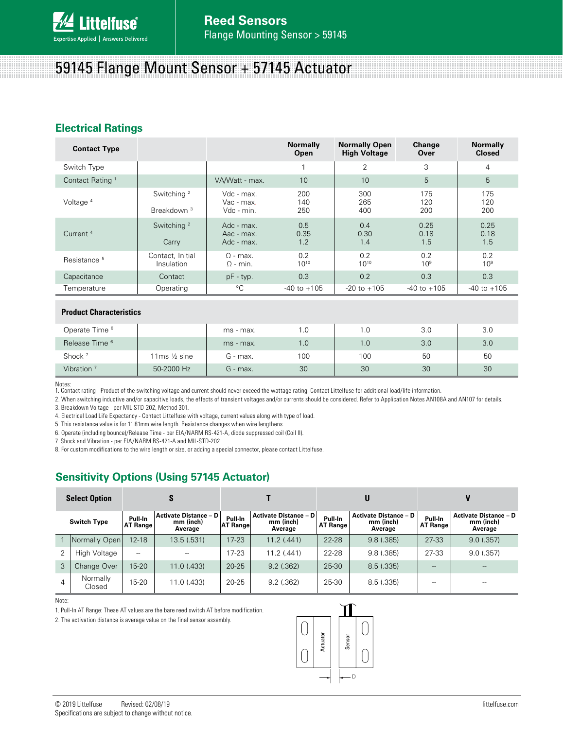# 59145 Flange Mount Sensor + 57145 Actuator

## Electrical Ratings

| Contact Type | | | Normally Open | Normally Open High Voltage | Change Over | Normally Closed |
|---|---|---|---|---|---|---|
| Switch Type | | | 1 | 2 | 3 | 4 |
| Contact Rating [1] | | VA/Watt - max. | 10 | 10 | 5 | 5 |
| Voltage [4] | Switching [2] | Vdc - max. | 200 | 300 | 175 | 175 |
| | | Vac - max. | 140 | 265 | 120 | 120 |
| | Breakdown [3] | Vdc - min. | 250 | 400 | 200 | 200 |
| Current [4] | Switching [2] | Adc - max. | 0.5 | 0.4 | 0.25 | 0.25 |
| | | Aac - max. | 0.35 | 0.30 | 0.18 | 0.18 |
| | Carry | Adc - max. | 1.2 | 1.4 | 1.5 | 1.5 |
| Resistance [5] | Contact, Initial | Ω - max. | 0.2 | 0.2 | 0.2 | 0.2 |
| | Insulation | Ω - min. | $10^{10}$ | $10^{10}$ | $10^{9}$ | $10^{9}$ |
| Capacitance | Contact | pF - typ. | 0.3 | 0.2 | 0.3 | 0.3 |
| Temperature | Operating | °C | -40 to +105 | -20 to +105 | -40 to +105 | -40 to +105 |
| **Product Characteristics** | | | | | | |
| Operate Time [6] | | ms - max. | 1.0 | 1.0 | 3.0 | 3.0 |
| Release Time [6] | | ms - max. | 1.0 | 1.0 | 3.0 | 3.0 |
| Shock [7] | 11ms ½ sine | G - max. | 100 | 100 | 50 | 50 |
| Vibration [7] | 50-2000 Hz | G - max. | 30 | 30 | 30 | 30 |

Notes:

1. Contact rating - Product of the switching voltage and current should never exceed the wattage rating. Contact Littelfuse for additional load/life information.
2. When switching inductive and/or capacitive loads, the effects of transient voltages and/or currents should be considered. Refer to Application Notes AN108A and AN107 for details.
3. Breakdown Voltage - per MIL-STD-202, Method 301.
4. Electrical Load Life Expectancy - Contact Littelfuse with voltage, current values along with type of load.
5. This resistance value is for 11.81mm wire length. Resistance changes when wire lengthens.
6. Operate (including bounce)/Release Time - per EIA/NARM RS-421-A, diode suppressed coil (Coil II).
7. Shock and Vibration - per EIA/NARM RS-421-A and MIL-STD-202.
8. For custom modifications to the wire length or size, or adding a special connector, please contact Littelfuse.

## Sensitivity Options (Using 57145 Actuator)

| Select Option | | S | | T | | U | | V | |
|---|---|---|---|---|---|---|---|---|---|
| Switch Type | | Pull-In AT Range | Activate Distance – D mm (inch) Average | Pull-In AT Range | Activate Distance – D mm (inch) Average | Pull-In AT Range | Activate Distance – D mm (inch) Average | Pull-In AT Range | Activate Distance – D mm (inch) Average |
| 1 | Normally Open | 12-18 | 13.5 (.531) | 17-23 | 11.2 (.441) | 22-28 | 9.8 (.385) | 27-33 | 9.0 (.357) |
| 2 | High Voltage | -- | -- | 17-23 | 11.2 (.441) | 22-28 | 9.8 (.385) | 27-33 | 9.0 (.357) |
| 3 | Change Over | 15-20 | 11.0 (.433) | 20-25 | 9.2 (.362) | 25-30 | 8.5 (.335) | -- | -- |
| 4 | Normally Closed | 15-20 | 11.0 (.433) | 20-25 | 9.2 (.362) | 25-30 | 8.5 (.335) | -- | -- |

Note:

1. Pull-In AT Range: These AT values are the bare reed switch AT before modification.
2. The activation distance is average value on the final sensor assembly.

Actuator
Sensor
D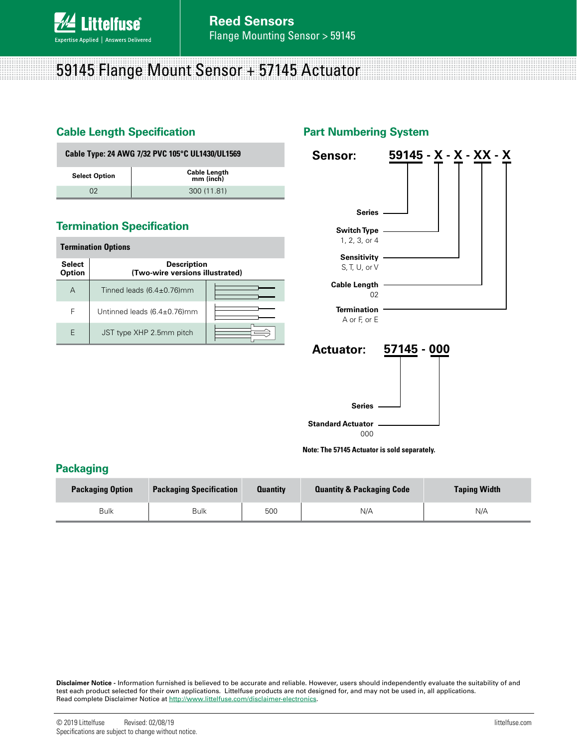# 59145 Flange Mount Sensor + 57145 Actuator

## Cable Length Specification

| Cable Type: 24 AWG 7/32 PVC 105°C UL1430/UL1569 | |
|---|---|
| **Select Option** | **Cable Length mm (inch)** |
| 02 | 300 (11.81) |

## Termination Specification

| Termination Options | | |
|---|---|---|
| **Select Option** | **Description (Two-wire versions illustrated)** | |
| A | Tinned leads (6.4±0.76)mm | |
| F | Untinned leads (6.4±0.76)mm | |
| E | JST type XHP 2.5mm pitch | |

## Part Numbering System

**Sensor: 59145 - X - X - XX - X**

- **Series** — 59145
- **Switch Type** — 1, 2, 3, or 4
- **Sensitivity** — S, T, U, or V
- **Cable Length** — 02
- **Termination** — A or F, or E

**Actuator: 57145 - 000**

- **Series** — 57145
- **Standard Actuator** — 000

**Note: The 57145 Actuator is sold separately.**

## Packaging

| Packaging Option | Packaging Specification | Quantity | Quantity & Packaging Code | Taping Width |
|---|---|---|---|---|
| Bulk | Bulk | 500 | N/A | N/A |

**Disclaimer Notice** - Information furnished is believed to be accurate and reliable. However, users should independently evaluate the suitability of and test each product selected for their own applications. Littelfuse products are not designed for, and may not be used in, all applications.
Read complete Disclaimer Notice at http://www.littelfuse.com/disclaimer-electronics.

© 2019 Littelfuse Revised: 02/08/19
Specifications are subject to change without notice.